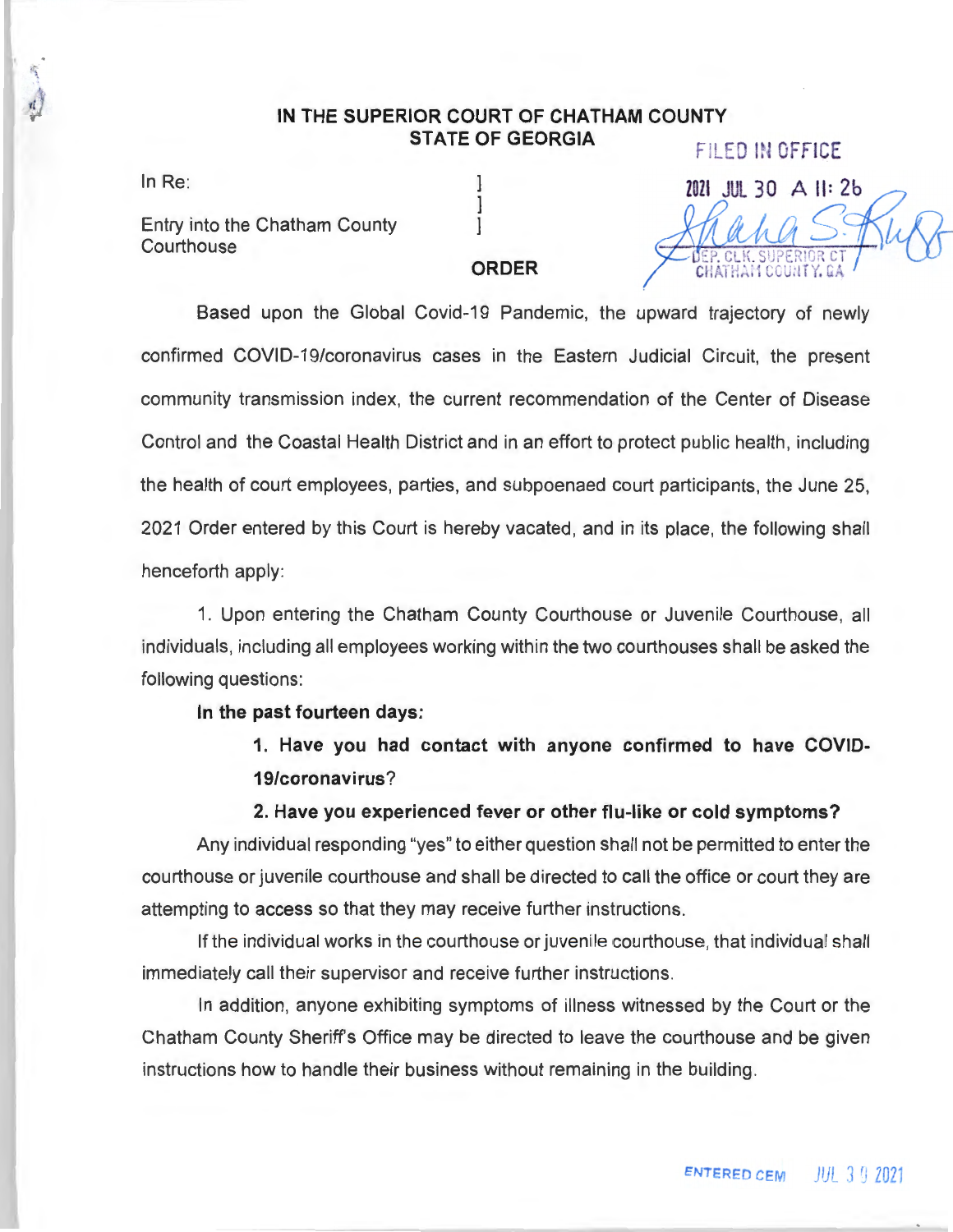**IN THE SUPERIOR COURT OF CHATHAM COUNTY**
**STATE OF GEORGIA**

FILED IN OFFICE
2021 JUL 30 A 11: 26
DEP. CLK. SUPERIOR CT
CHATHAM COUNTY, GA

In Re: ]
]
Entry into the Chatham County Courthouse ]

**ORDER**

Based upon the Global Covid-19 Pandemic, the upward trajectory of newly confirmed COVID-19/coronavirus cases in the Eastern Judicial Circuit, the present community transmission index, the current recommendation of the Center of Disease Control and the Coastal Health District and in an effort to protect public health, including the health of court employees, parties, and subpoenaed court participants, the June 25, 2021 Order entered by this Court is hereby vacated, and in its place, the following shall henceforth apply:

1. Upon entering the Chatham County Courthouse or Juvenile Courthouse, all individuals, including all employees working within the two courthouses shall be asked the following questions:

**In the past fourteen days:**

**1. Have you had contact with anyone confirmed to have COVID-19/coronavirus?**

**2. Have you experienced fever or other flu-like or cold symptoms?**

Any individual responding "yes" to either question shall not be permitted to enter the courthouse or juvenile courthouse and shall be directed to call the office or court they are attempting to access so that they may receive further instructions.

If the individual works in the courthouse or juvenile courthouse, that individual shall immediately call their supervisor and receive further instructions.

In addition, anyone exhibiting symptoms of illness witnessed by the Court or the Chatham County Sheriff's Office may be directed to leave the courthouse and be given instructions how to handle their business without remaining in the building.

ENTERED CEM JUL 30 2021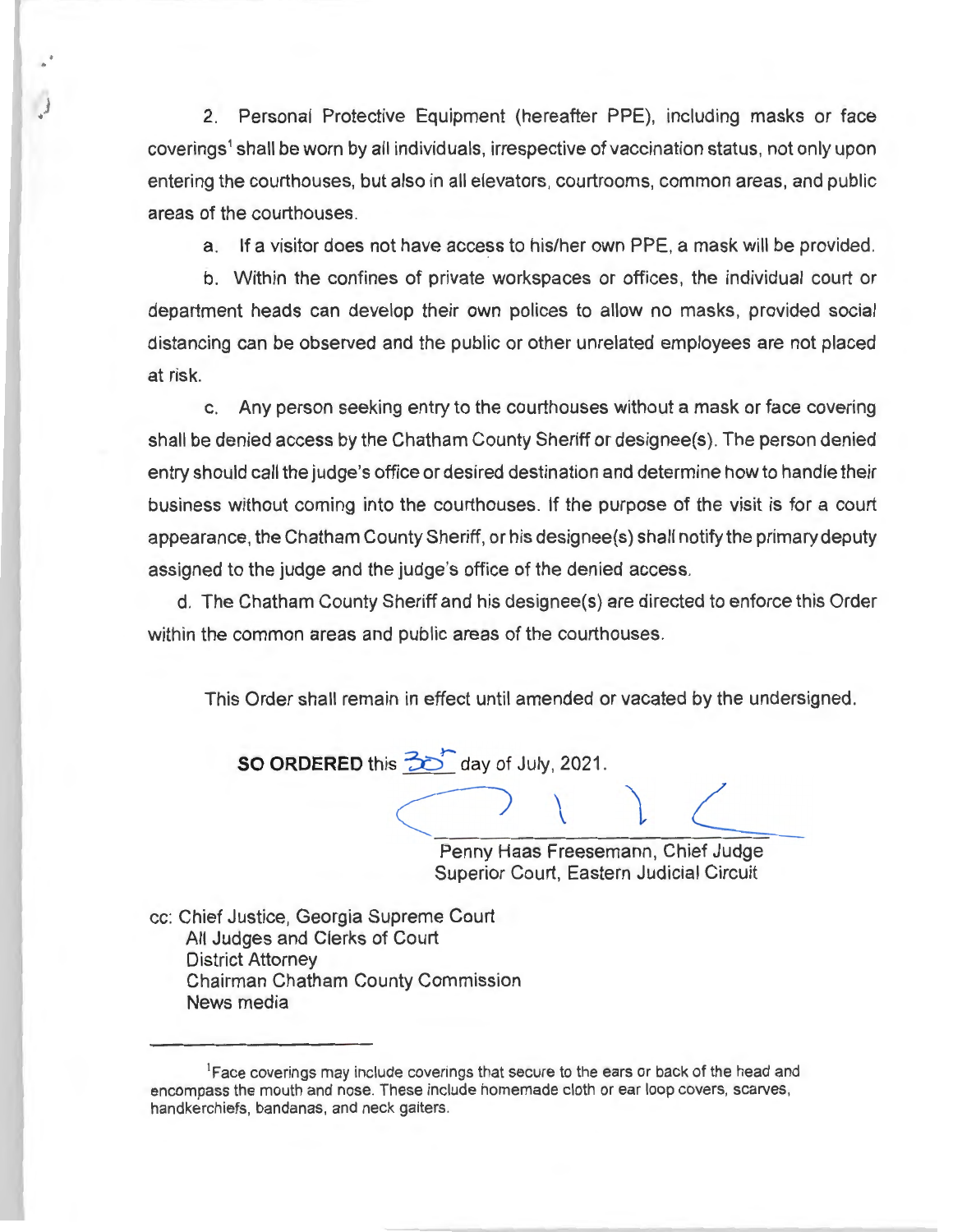2. Personal Protective Equipment (hereafter PPE), including masks or face coverings[1] shall be worn by all individuals, irrespective of vaccination status, not only upon entering the courthouses, but also in all elevators, courtrooms, common areas, and public areas of the courthouses.

a. If a visitor does not have access to his/her own PPE, a mask will be provided.

b. Within the confines of private workspaces or offices, the individual court or department heads can develop their own polices to allow no masks, provided social distancing can be observed and the public or other unrelated employees are not placed at risk.

c. Any person seeking entry to the courthouses without a mask or face covering shall be denied access by the Chatham County Sheriff or designee(s). The person denied entry should call the judge's office or desired destination and determine how to handle their business without coming into the courthouses. If the purpose of the visit is for a court appearance, the Chatham County Sheriff, or his designee(s) shall notify the primary deputy assigned to the judge and the judge's office of the denied access.

d. The Chatham County Sheriff and his designee(s) are directed to enforce this Order within the common areas and public areas of the courthouses.

This Order shall remain in effect until amended or vacated by the undersigned.

**SO ORDERED** this 30th day of July, 2021.

Penny Haas Freesemann, Chief Judge
Superior Court, Eastern Judicial Circuit

cc: Chief Justice, Georgia Supreme Court
All Judges and Clerks of Court
District Attorney
Chairman Chatham County Commission
News media

---

[1] Face coverings may include coverings that secure to the ears or back of the head and encompass the mouth and nose. These include homemade cloth or ear loop covers, scarves, handkerchiefs, bandanas, and neck gaiters.